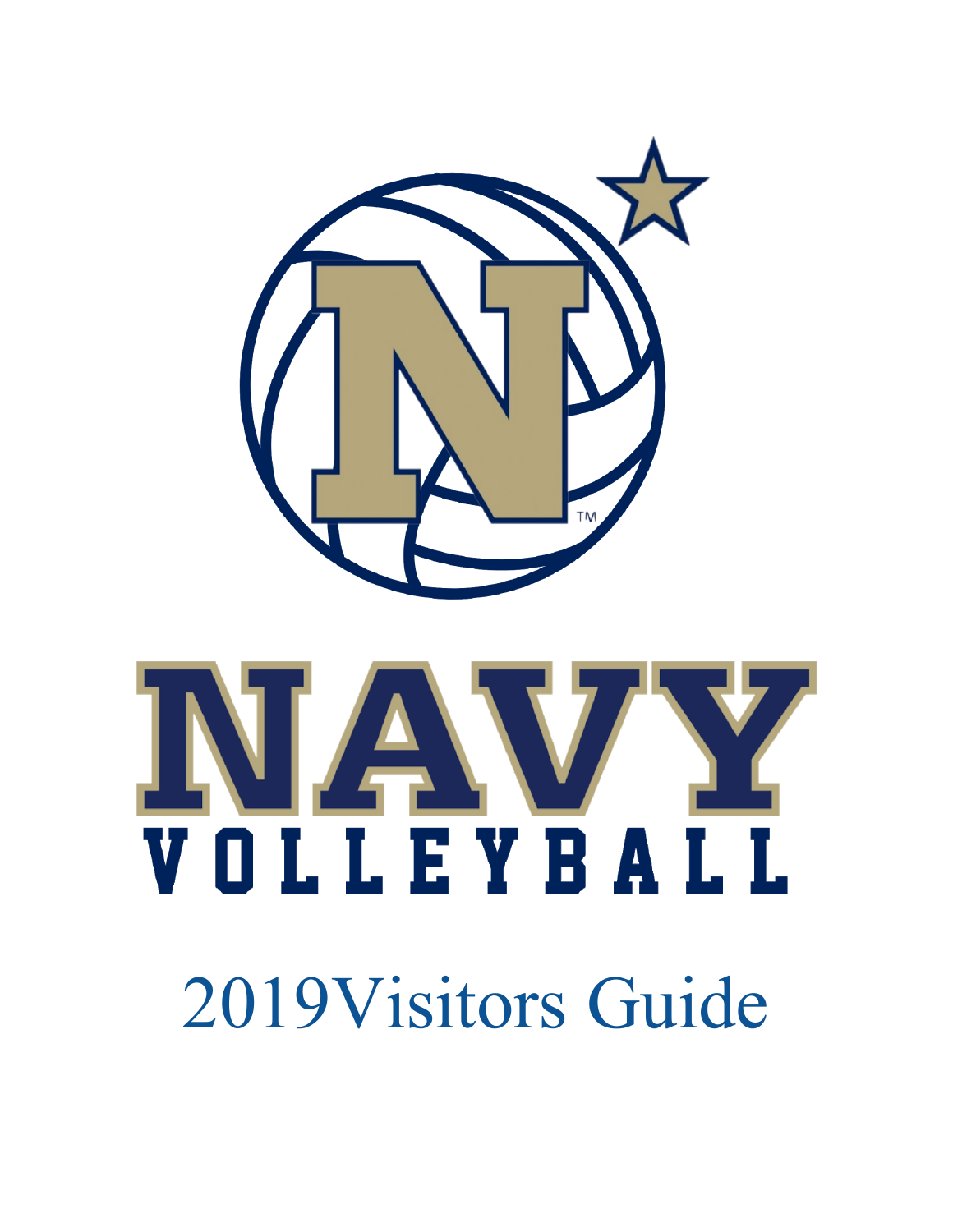# NAVY

## VOLLEYBALL

2019Visitors Guide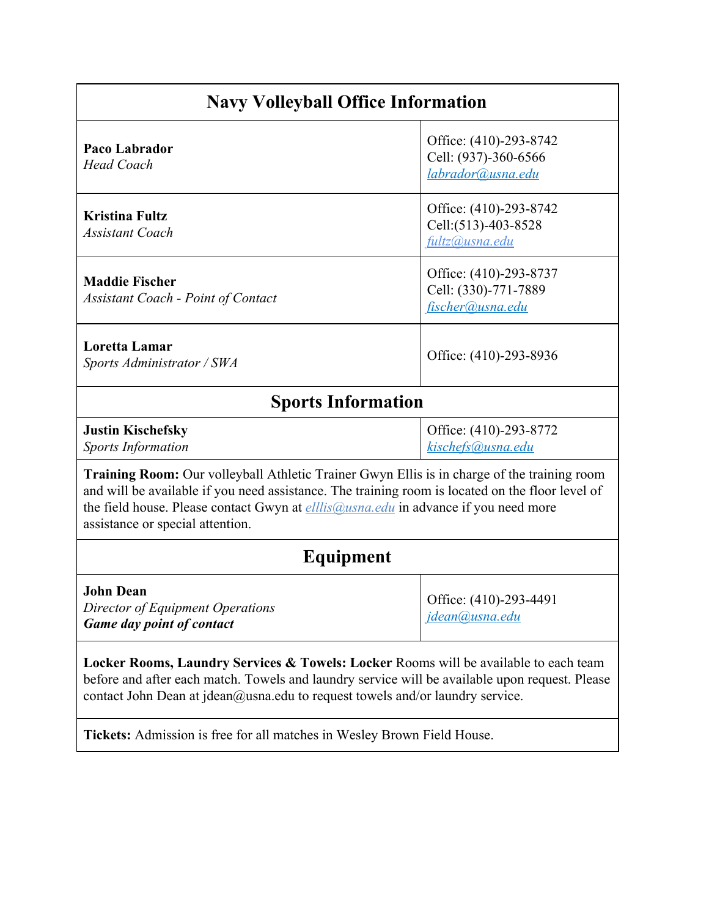## Navy Volleyball Office Information

| | |
|---|---|
| **Paco Labrador**<br>*Head Coach* | Office: (410)-293-8742<br>Cell: (937)-360-6566<br>labrador@usna.edu |
| **Kristina Fultz**<br>*Assistant Coach* | Office: (410)-293-8742<br>Cell:(513)-403-8528<br>fultz@usna.edu |
| **Maddie Fischer**<br>*Assistant Coach - Point of Contact* | Office: (410)-293-8737<br>Cell: (330)-771-7889<br>fischer@usna.edu |
| **Loretta Lamar**<br>*Sports Administrator / SWA* | Office: (410)-293-8936 |

## Sports Information

| | |
|---|---|
| **Justin Kischefsky**<br>*Sports Information* | Office: (410)-293-8772<br>kischefs@usna.edu |

**Training Room:** Our volleyball Athletic Trainer Gwyn Ellis is in charge of the training room and will be available if you need assistance. The training room is located on the floor level of the field house. Please contact Gwyn at elllis@usna.edu in advance if you need more assistance or special attention.

## Equipment

| | |
|---|---|
| **John Dean**<br>*Director of Equipment Operations*<br>***Game day point of contact*** | Office: (410)-293-4491<br>jdean@usna.edu |

**Locker Rooms, Laundry Services & Towels: Locker** Rooms will be available to each team before and after each match. Towels and laundry service will be available upon request. Please contact John Dean at jdean@usna.edu to request towels and/or laundry service.

**Tickets:** Admission is free for all matches in Wesley Brown Field House.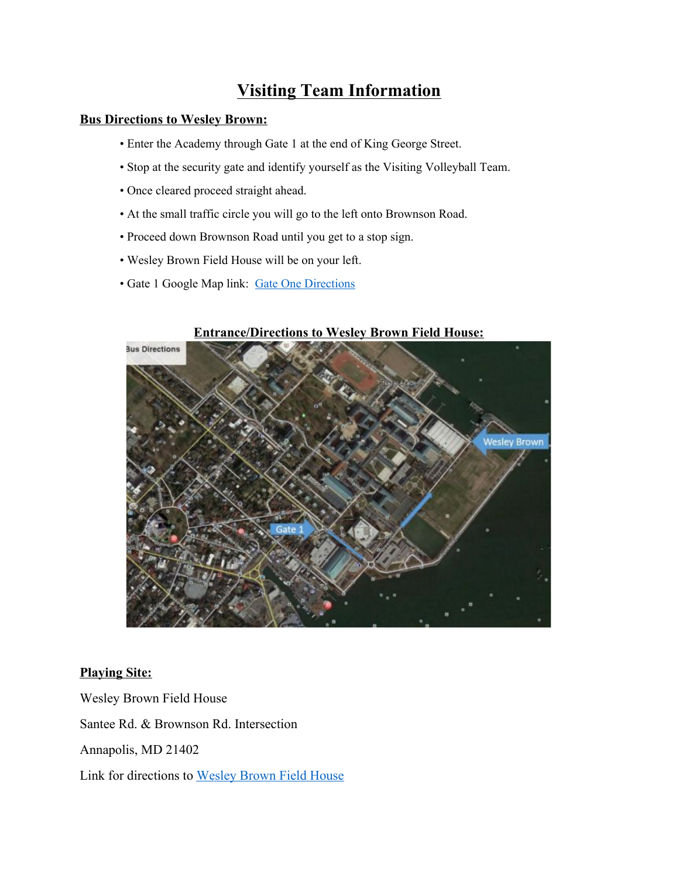# Visiting Team Information

## Bus Directions to Wesley Brown:

- Enter the Academy through Gate 1 at the end of King George Street.
- Stop at the security gate and identify yourself as the Visiting Volleyball Team.
- Once cleared proceed straight ahead.
- At the small traffic circle you will go to the left onto Brownson Road.
- Proceed down Brownson Road until you get to a stop sign.
- Wesley Brown Field House will be on your left.
- Gate 1 Google Map link: Gate One Directions

## Entrance/Directions to Wesley Brown Field House:

## Playing Site:

Wesley Brown Field House

Santee Rd. & Brownson Rd. Intersection

Annapolis, MD 21402

Link for directions to Wesley Brown Field House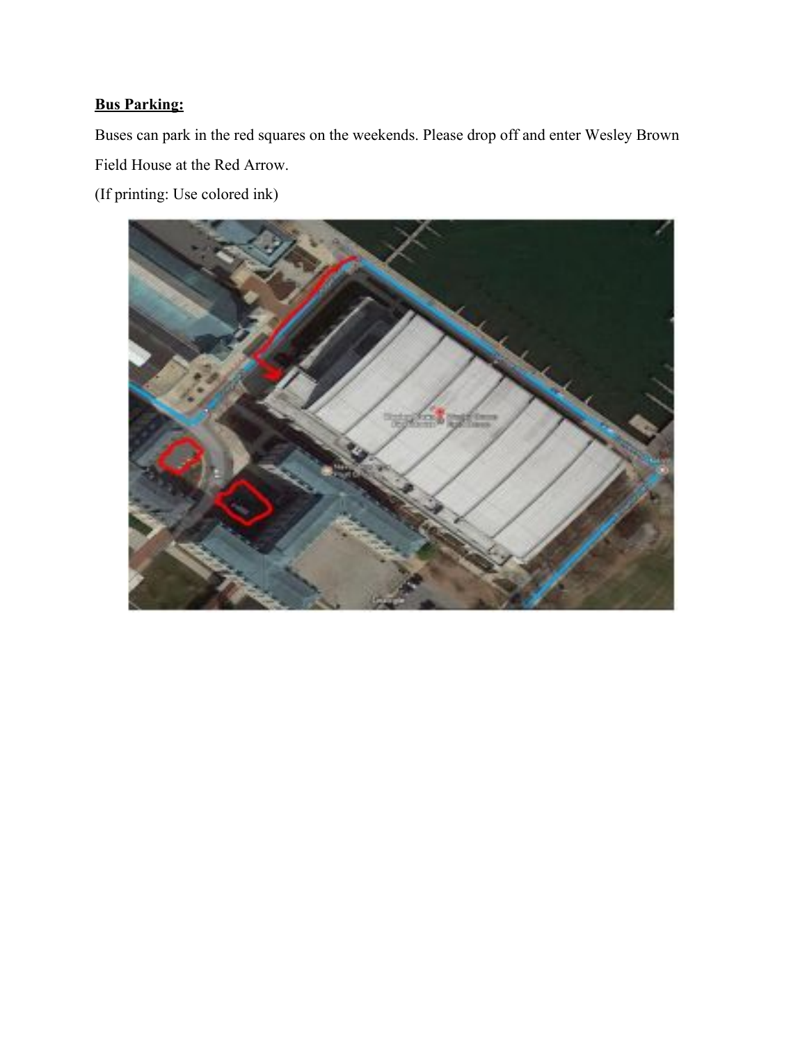**Bus Parking:**

Buses can park in the red squares on the weekends. Please drop off and enter Wesley Brown Field House at the Red Arrow.

(If printing: Use colored ink)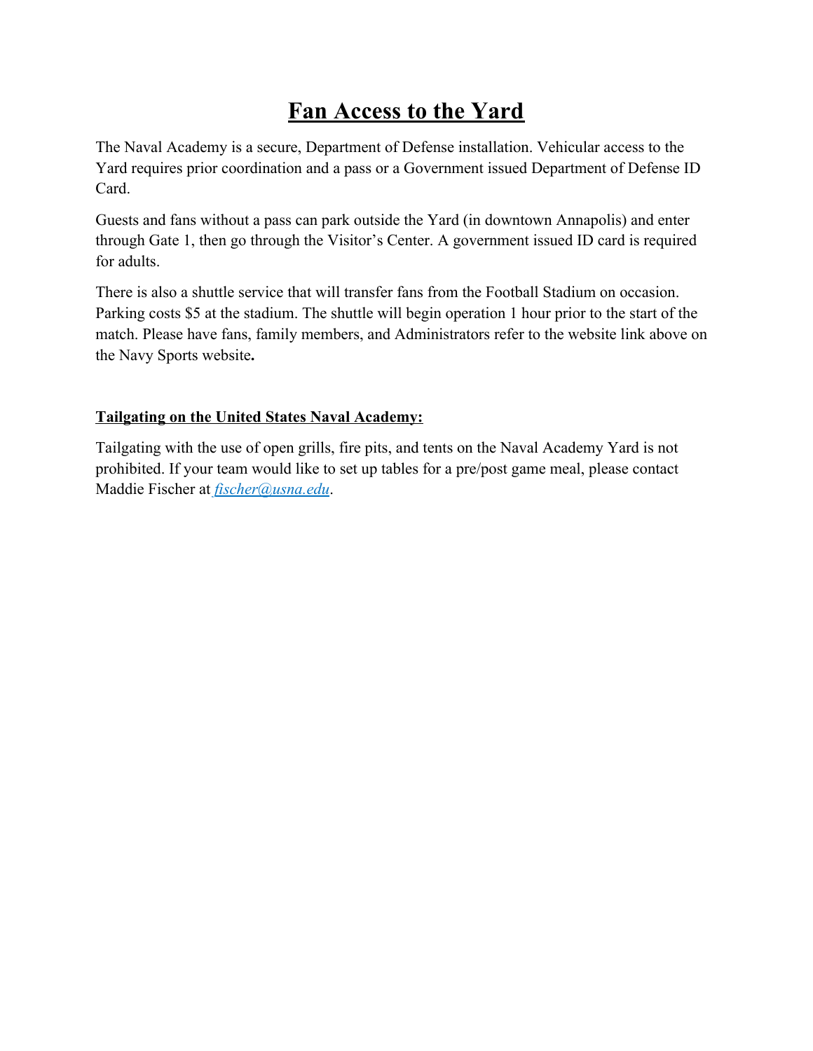# Fan Access to the Yard

The Naval Academy is a secure, Department of Defense installation. Vehicular access to the Yard requires prior coordination and a pass or a Government issued Department of Defense ID Card.

Guests and fans without a pass can park outside the Yard (in downtown Annapolis) and enter through Gate 1, then go through the Visitor's Center. A government issued ID card is required for adults.

There is also a shuttle service that will transfer fans from the Football Stadium on occasion. Parking costs $5 at the stadium. The shuttle will begin operation 1 hour prior to the start of the match. Please have fans, family members, and Administrators refer to the website link above on the Navy Sports website**.**

## Tailgating on the United States Naval Academy:

Tailgating with the use of open grills, fire pits, and tents on the Naval Academy Yard is not prohibited. If your team would like to set up tables for a pre/post game meal, please contact Maddie Fischer at *fischer@usna.edu*.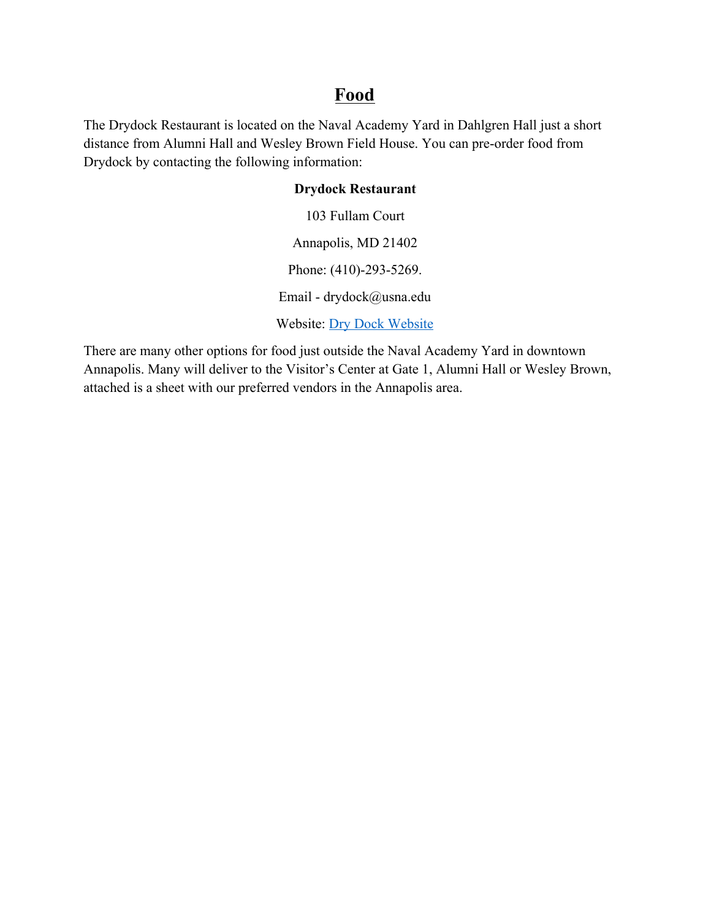# Food

The Drydock Restaurant is located on the Naval Academy Yard in Dahlgren Hall just a short distance from Alumni Hall and Wesley Brown Field House. You can pre-order food from Drydock by contacting the following information:

**Drydock Restaurant**

103 Fullam Court

Annapolis, MD 21402

Phone: (410)-293-5269.

Email - drydock@usna.edu

Website: Dry Dock Website

There are many other options for food just outside the Naval Academy Yard in downtown Annapolis. Many will deliver to the Visitor's Center at Gate 1, Alumni Hall or Wesley Brown, attached is a sheet with our preferred vendors in the Annapolis area.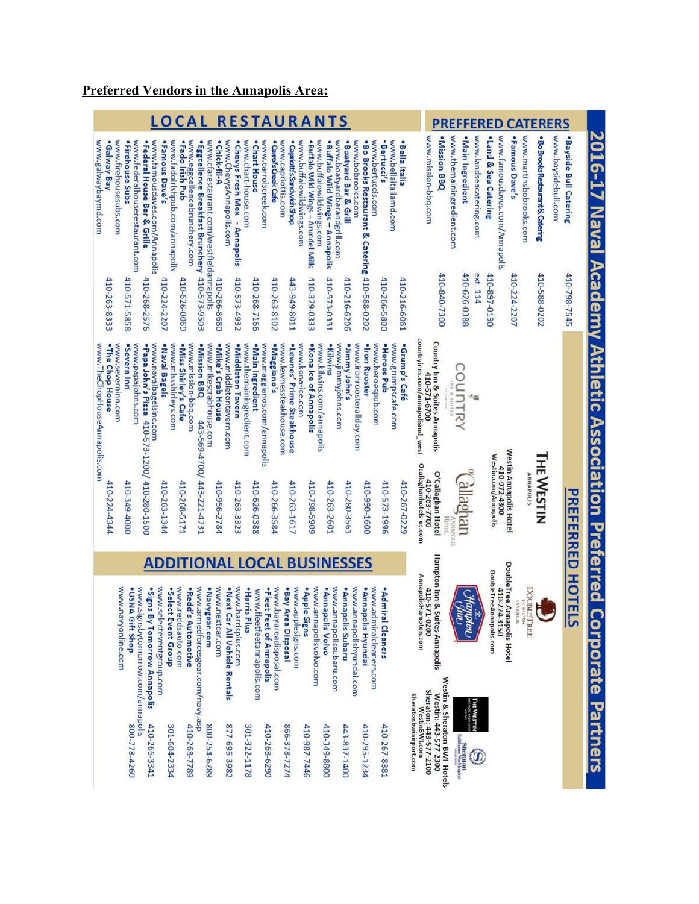**Preferred Vendors in the Annapolis Area:**

# 2016-17 Naval Academy Athletic Association Preferred Corporate Partners

## PREFFERED CATERERS

- **Bayside Bull Catering** 410-798-7545
  www.baysidebull.com
- **Bo Brooks Restaurant & Catering** 410-588-0202
  www.martinsbobrooks.com
- **Famous Dave's** 410-224-2207
  www.famousdaves.com/Annapolis
- **Land & Sea Catering** 410-897-0190 ext. 114
  www.landseacatering.com
- **Main Ingredient** 410-626-0388
  www.themainingredient.com
- **Mission BBQ** 410-840-7300
  www.mission-bbq.com

## PREFERRED HOTELS

- Country Inn & Suites Annapolis
  410-571-6700
  countryinns.com/annapolismd_west
- Westin Annapolis Hotel
  410-972-4300
  Westin.com/Annapolis
- O'Callaghan Hotel
  410-263-7700
  Ocallaghanhotels-us.com
- DoubleTree Annapolis Hotel
  410-224-3150
  DoubleTreeAnnapolis.com
- Hampton Inn & Suites Annapolis
  410-571-0200
  AnnapolisHampton.com
- Westin & Sheraton BWI Hotels
  Westin: 443-577-2300
  Sheraton: 443-577-2100
  WestinBWI.com
  SheratonBWIairport.com

## LOCAL RESTAURANTS

- **Bella Italia** 410-216-6061
  www.bellaitaliamd.com
- **Bertucci's** 410-266-5800
  www.bertuccis.com
- **Bo Brooks Restaurant & Catering** 410-588-0202
  www.bobrooks.com
- **Boatyard Bar & Grill** 410-216-6206
  www.boatyardbarandgrill.com
- **Buffalo Wild Wings – Annapolis** 410-573-0331
  www.buffalowildwings.com
- **Buffalo Wild Wings – Arundel Mills** 410-379-0333
  www.buffalowildwings.com
- **Capriotti's Sandwich Shop** 443-949-8011
  www.capriottis.com
- **Carrol's Creek Cafe** 410-263-8102
  www.carrolscreek.com
- **Chart House** 410-268-7166
  www.chart-house.com
- **Chevys Fresh Mex - Annapolis** 410-573-4932
  www.ChevysAnnapolis.com
- **Chick-fil-A** 410-266-8680
  www.clarestaurant.com/westfieldannapolis
- **Eggcellence Breakfast Brunchery** 410-573-9503
  www.eggcellencebrunchery.com
- **Fado Irish Pub** 410-626-0069
  www.fadoirishpub.com/annapolis
- **Famous Dave's** 410-224-2207
  www.famousdaves.com/Annapolis
- **Federal House Bar & Grille** 410-268-2576
  www.federalhouserestaurant.com
- **Firehouse Subs** 410-571-5858
  www.firehousesubs.com
- **Galway Bay** 410-263-8333
  www.galwaybaymd.com
- **Grump's Café** 410-267-0229
  www.grumpscafe.com
- **Heroes Pub** 410-573-1996
  www.heroespub.com
- **Iron Rooster** 410-990-1600
  www.ironroosterallday.com
- **Jimmy John's** 410-280-3561
  www.jimmyjohns.com
- **Kilwins** 410-263-2601
  www.kilwins.com/annapolis
- **Kona Ice of Annapolis** 410-798-5909
  www.kona-ice.com
- **Lewnes' Prime Steakhouse** 410-263-1617
  www.lewnessteakhouse.com
- **Maggiano's** 410-266-3584
  www.maggianos.com/annapolis
- **Main Ingredient** 410-626-0388
  www.themainingredient.com
- **Middleton Tavern** 410-263-3323
  www.middletontavern.com
- **Mike's Crab House** 410-956-2784
  www.mikescrabhouse.com
- **Mission BBQ** 443-569-4700/ 443-221-4731
  www.mission-bbq.com
- **Miss Shirley's Cafe** 410-268-5171
  www.missshirleys.com
- **Naval Bagels** 410-263-1344
  www.navalbagelsinc.com
- **Papa John's Pizza** 410-573-1200/ 410-280-1500
  www.papajohns.com
- **Severn Inn** 410-349-4000
  www.severninn.com
- **The Chop House** 410-224-4344
  www.TheChophouseAnnapolis.com

## ADDITIONAL LOCAL BUSINESSES

- **Admiral Cleaners** 410-267-8381
  www.admiralcleaners.com
- **Annapolis Hyundai** 410-295-1234
  www.annapolishyundai.com
- **Annapolis Subaru** 443-837-1400
  www.annapolissubaru.com
- **Annapolis Volvo** 410-349-8800
  www.annapolisvolvo.com
- **Apple Signs** 410-987-7446
  www.applesigns.com
- **Bay Area Disposal** 866-378-7274
  www.bayareadisposal.com
- **Fleet Feet of Annapolis** 410-268-6290
  www.fleetfeetannapolis.com
- **Harris Plus** 301-322-1178
  www.harrisplus.com
- **Next Car All Vehicle Rentals** 877-696-3982
  www.nextcar.com
- **Navygear.com** 800-254-6289
  www.armedforcesgear.com/navy.asp
- **Redd's Automotive** 410-268-7789
  www.reddsauto.com
- **Select Event Group** 301-604-2334
  www.selecteventgroup.com
- **Signs By Tomorrow Annapolis** 410-266-3341
  www.signsbytomorrow.com/annapolis
- **USNA Gift Shop** 800-778-4260
  www.navyonline.com